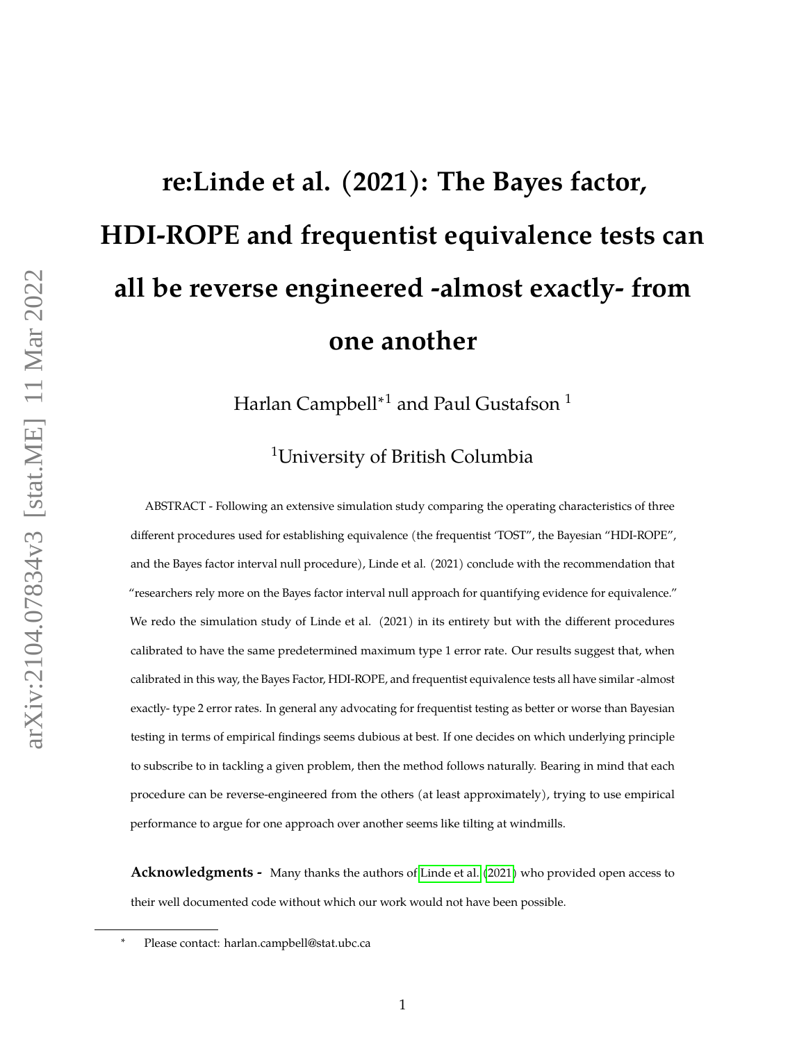# re:Linde et al. (2021): The Bayes factor, HDI-ROPE and frequentist equivalence tests can all be reverse engineered -almost exactly- from one another

Harlan Campbell*[1] and Paul Gustafson [1]

[1]University of British Columbia

ABSTRACT - Following an extensive simulation study comparing the operating characteristics of three different procedures used for establishing equivalence (the frequentist 'TOST", the Bayesian "HDI-ROPE", and the Bayes factor interval null procedure), Linde et al. (2021) conclude with the recommendation that "researchers rely more on the Bayes factor interval null approach for quantifying evidence for equivalence." We redo the simulation study of Linde et al. (2021) in its entirety but with the different procedures calibrated to have the same predetermined maximum type 1 error rate. Our results suggest that, when calibrated in this way, the Bayes Factor, HDI-ROPE, and frequentist equivalence tests all have similar -almost exactly- type 2 error rates. In general any advocating for frequentist testing as better or worse than Bayesian testing in terms of empirical findings seems dubious at best. If one decides on which underlying principle to subscribe to in tackling a given problem, then the method follows naturally. Bearing in mind that each procedure can be reverse-engineered from the others (at least approximately), trying to use empirical performance to argue for one approach over another seems like tilting at windmills.

**Acknowledgments -** Many thanks the authors of Linde et al. (2021) who provided open access to their well documented code without which our work would not have been possible.

* Please contact: harlan.campbell@stat.ubc.ca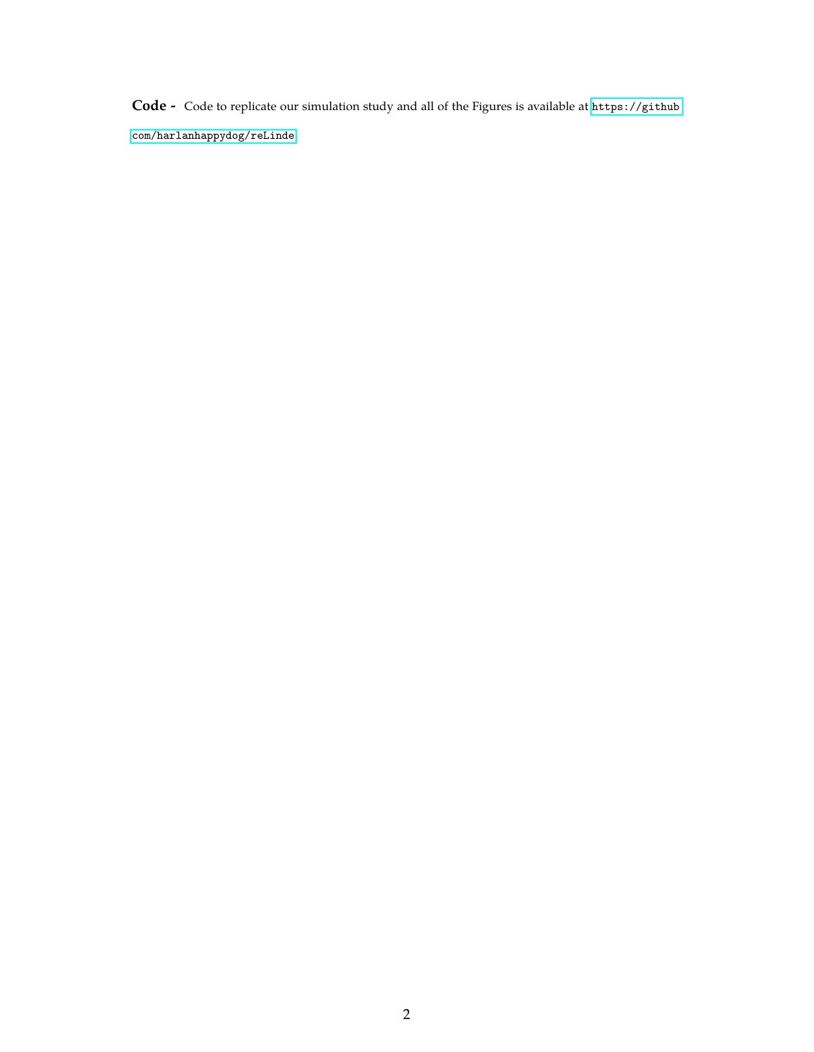**Code -** Code to replicate our simulation study and all of the Figures is available at https://github.com/harlanhappydog/reLinde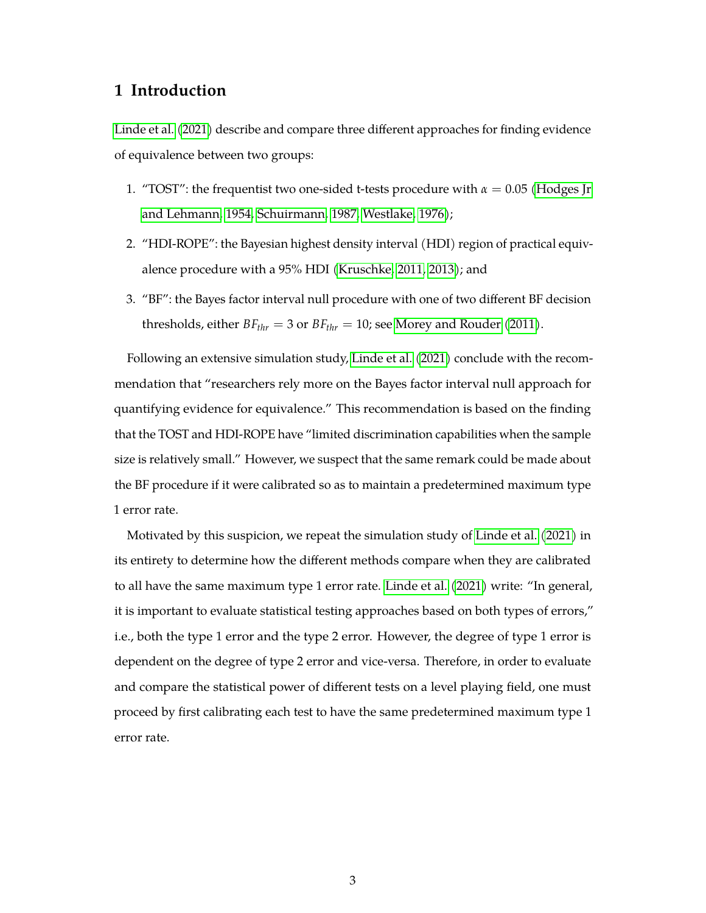# 1 Introduction

Linde et al. (2021) describe and compare three different approaches for finding evidence of equivalence between two groups:

1. "TOST": the frequentist two one-sided t-tests procedure with $\alpha = 0.05$ (Hodges Jr and Lehmann, 1954; Schuirmann, 1987; Westlake, 1976);
2. "HDI-ROPE": the Bayesian highest density interval (HDI) region of practical equivalence procedure with a 95% HDI (Kruschke, 2011, 2013); and
3. "BF": the Bayes factor interval null procedure with one of two different BF decision thresholds, either $BF_{thr} = 3$ or $BF_{thr} = 10$; see Morey and Rouder (2011).

Following an extensive simulation study, Linde et al. (2021) conclude with the recommendation that "researchers rely more on the Bayes factor interval null approach for quantifying evidence for equivalence." This recommendation is based on the finding that the TOST and HDI-ROPE have "limited discrimination capabilities when the sample size is relatively small." However, we suspect that the same remark could be made about the BF procedure if it were calibrated so as to maintain a predetermined maximum type 1 error rate.

Motivated by this suspicion, we repeat the simulation study of Linde et al. (2021) in its entirety to determine how the different methods compare when they are calibrated to all have the same maximum type 1 error rate. Linde et al. (2021) write: "In general, it is important to evaluate statistical testing approaches based on both types of errors," i.e., both the type 1 error and the type 2 error. However, the degree of type 1 error is dependent on the degree of type 2 error and vice-versa. Therefore, in order to evaluate and compare the statistical power of different tests on a level playing field, one must proceed by first calibrating each test to have the same predetermined maximum type 1 error rate.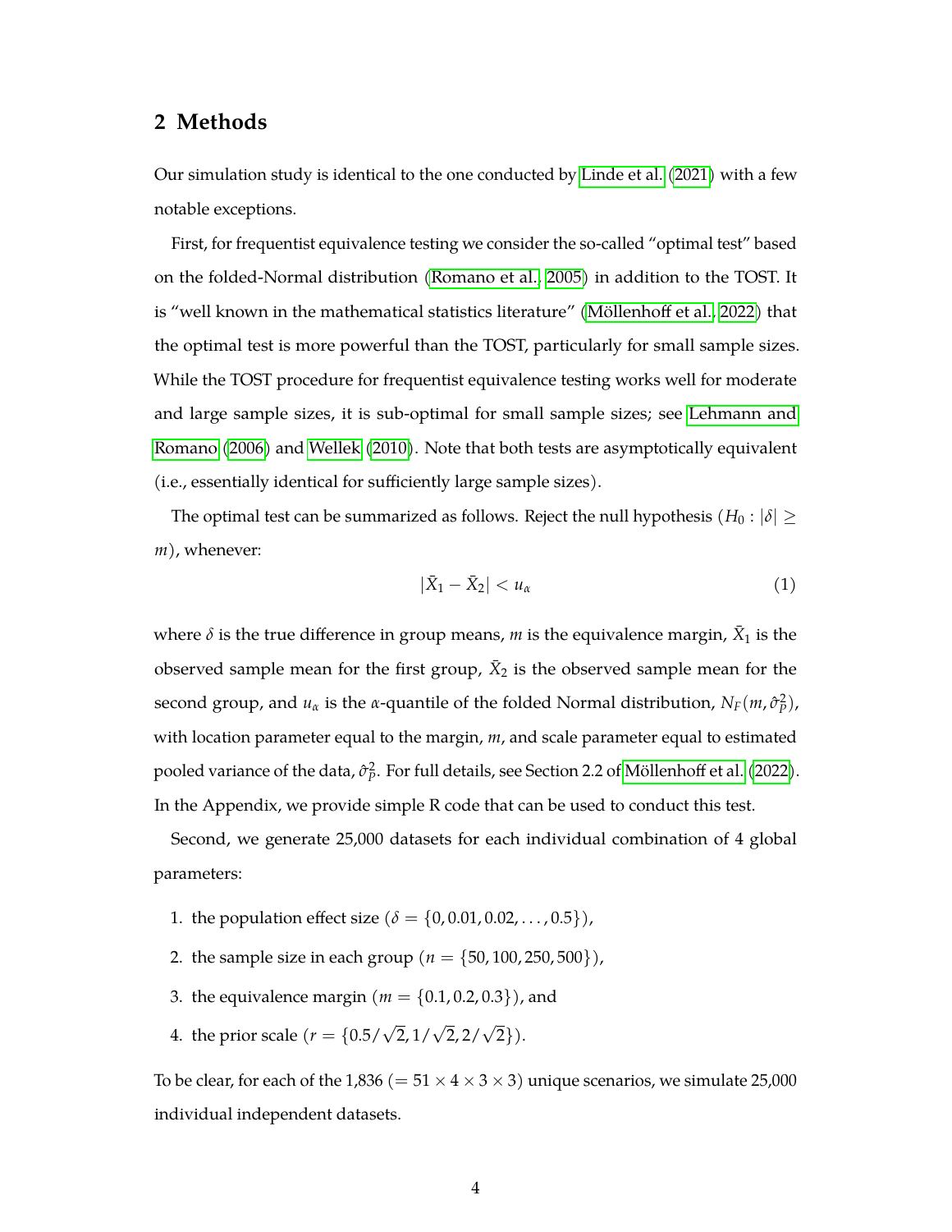## 2 Methods

Our simulation study is identical to the one conducted by Linde et al. (2021) with a few notable exceptions.

First, for frequentist equivalence testing we consider the so-called "optimal test" based on the folded-Normal distribution (Romano et al., 2005) in addition to the TOST. It is "well known in the mathematical statistics literature" (Möllenhoff et al., 2022) that the optimal test is more powerful than the TOST, particularly for small sample sizes. While the TOST procedure for frequentist equivalence testing works well for moderate and large sample sizes, it is sub-optimal for small sample sizes; see Lehmann and Romano (2006) and Wellek (2010). Note that both tests are asymptotically equivalent (i.e., essentially identical for sufficiently large sample sizes).

The optimal test can be summarized as follows. Reject the null hypothesis ($H_0 : |\delta| \geq m$), whenever:

$$|\bar{X}_1 - \bar{X}_2| < u_\alpha \tag{1}$$

where $\delta$ is the true difference in group means, $m$ is the equivalence margin, $\bar{X}_1$ is the observed sample mean for the first group, $\bar{X}_2$ is the observed sample mean for the second group, and $u_\alpha$ is the $\alpha$-quantile of the folded Normal distribution, $N_F(m, \hat{\sigma}_P^2)$, with location parameter equal to the margin, $m$, and scale parameter equal to estimated pooled variance of the data, $\hat{\sigma}_P^2$. For full details, see Section 2.2 of Möllenhoff et al. (2022). In the Appendix, we provide simple R code that can be used to conduct this test.

Second, we generate 25,000 datasets for each individual combination of 4 global parameters:

1. the population effect size ($\delta = \{0, 0.01, 0.02, \ldots, 0.5\}$),
2. the sample size in each group ($n = \{50, 100, 250, 500\}$),
3. the equivalence margin ($m = \{0.1, 0.2, 0.3\}$), and
4. the prior scale ($r = \{0.5/\sqrt{2}, 1/\sqrt{2}, 2/\sqrt{2}\}$).

To be clear, for each of the 1,836 ($= 51 \times 4 \times 3 \times 3$) unique scenarios, we simulate 25,000 individual independent datasets.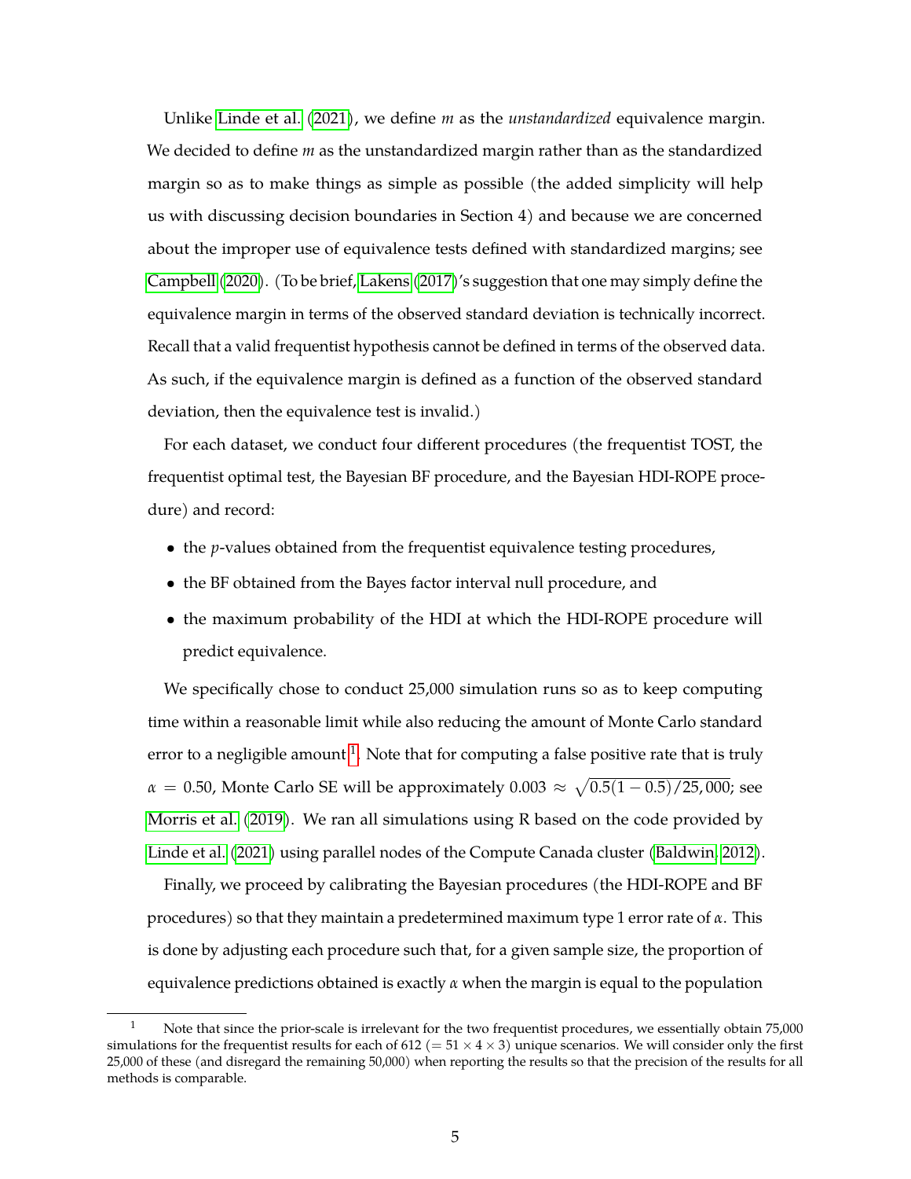Unlike Linde et al. (2021), we define $m$ as the *unstandardized* equivalence margin. We decided to define $m$ as the unstandardized margin rather than as the standardized margin so as to make things as simple as possible (the added simplicity will help us with discussing decision boundaries in Section 4) and because we are concerned about the improper use of equivalence tests defined with standardized margins; see Campbell (2020). (To be brief, Lakens (2017)'s suggestion that one may simply define the equivalence margin in terms of the observed standard deviation is technically incorrect. Recall that a valid frequentist hypothesis cannot be defined in terms of the observed data. As such, if the equivalence margin is defined as a function of the observed standard deviation, then the equivalence test is invalid.)

For each dataset, we conduct four different procedures (the frequentist TOST, the frequentist optimal test, the Bayesian BF procedure, and the Bayesian HDI-ROPE procedure) and record:

- the $p$-values obtained from the frequentist equivalence testing procedures,
- the BF obtained from the Bayes factor interval null procedure, and
- the maximum probability of the HDI at which the HDI-ROPE procedure will predict equivalence.

We specifically chose to conduct 25,000 simulation runs so as to keep computing time within a reasonable limit while also reducing the amount of Monte Carlo standard error to a negligible amount[1]. Note that for computing a false positive rate that is truly $\alpha = 0.50$, Monte Carlo SE will be approximately $0.003 \approx \sqrt{0.5(1-0.5)/25,000}$; see Morris et al. (2019). We ran all simulations using R based on the code provided by Linde et al. (2021) using parallel nodes of the Compute Canada cluster (Baldwin, 2012).

Finally, we proceed by calibrating the Bayesian procedures (the HDI-ROPE and BF procedures) so that they maintain a predetermined maximum type 1 error rate of $\alpha$. This is done by adjusting each procedure such that, for a given sample size, the proportion of equivalence predictions obtained is exactly $\alpha$ when the margin is equal to the population

[1] Note that since the prior-scale is irrelevant for the two frequentist procedures, we essentially obtain 75,000 simulations for the frequentist results for each of 612 ($= 51 \times 4 \times 3$) unique scenarios. We will consider only the first 25,000 of these (and disregard the remaining 50,000) when reporting the results so that the precision of the results for all methods is comparable.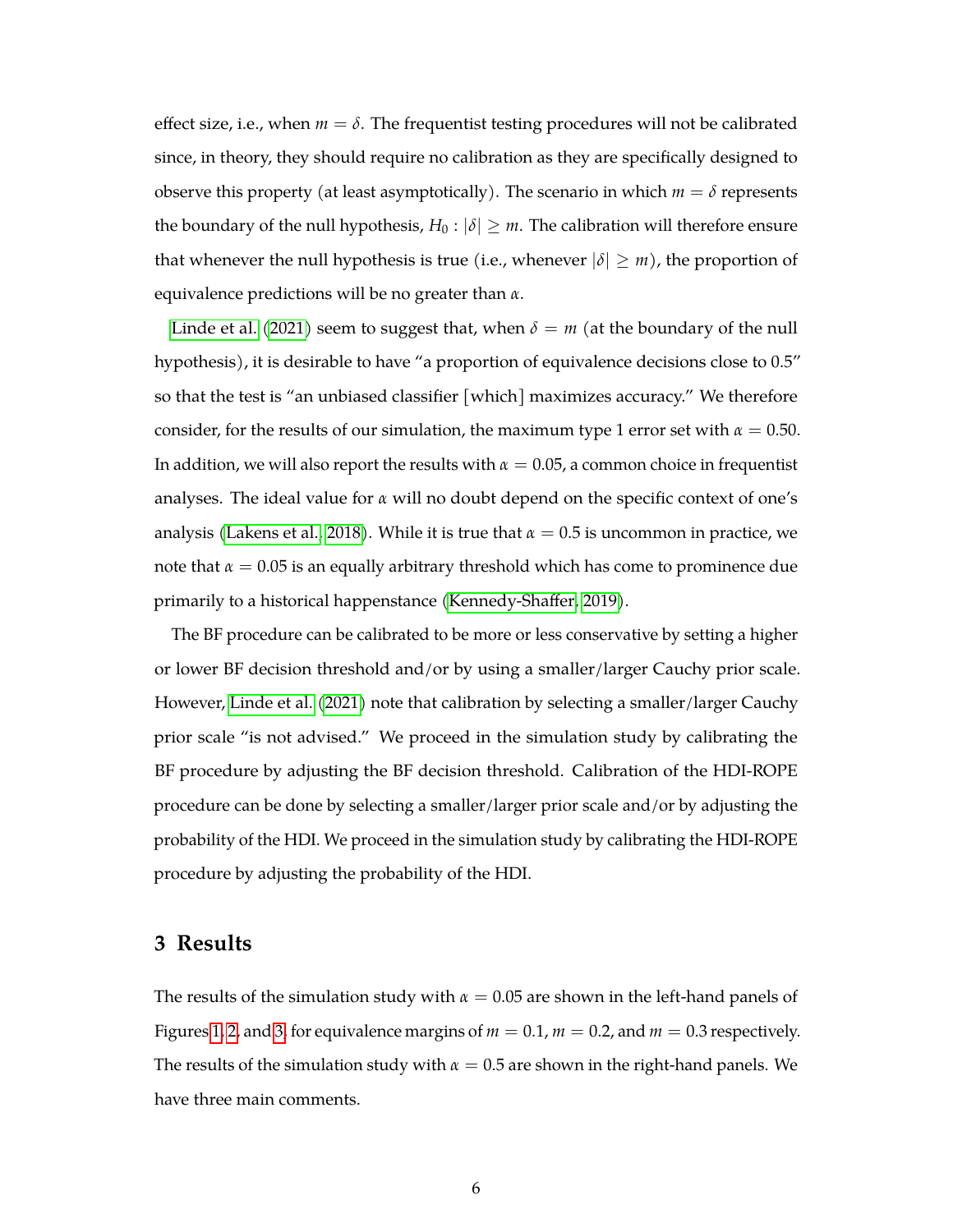effect size, i.e., when $m = \delta$. The frequentist testing procedures will not be calibrated since, in theory, they should require no calibration as they are specifically designed to observe this property (at least asymptotically). The scenario in which $m = \delta$ represents the boundary of the null hypothesis, $H_0 : |\delta| \geq m$. The calibration will therefore ensure that whenever the null hypothesis is true (i.e., whenever $|\delta| \geq m$), the proportion of equivalence predictions will be no greater than $\alpha$.

Linde et al. (2021) seem to suggest that, when $\delta = m$ (at the boundary of the null hypothesis), it is desirable to have "a proportion of equivalence decisions close to 0.5" so that the test is "an unbiased classifier [which] maximizes accuracy." We therefore consider, for the results of our simulation, the maximum type 1 error set with $\alpha = 0.50$. In addition, we will also report the results with $\alpha = 0.05$, a common choice in frequentist analyses. The ideal value for $\alpha$ will no doubt depend on the specific context of one's analysis (Lakens et al., 2018). While it is true that $\alpha = 0.5$ is uncommon in practice, we note that $\alpha = 0.05$ is an equally arbitrary threshold which has come to prominence due primarily to a historical happenstance (Kennedy-Shaffer, 2019).

The BF procedure can be calibrated to be more or less conservative by setting a higher or lower BF decision threshold and/or by using a smaller/larger Cauchy prior scale. However, Linde et al. (2021) note that calibration by selecting a smaller/larger Cauchy prior scale "is not advised." We proceed in the simulation study by calibrating the BF procedure by adjusting the BF decision threshold. Calibration of the HDI-ROPE procedure can be done by selecting a smaller/larger prior scale and/or by adjusting the probability of the HDI. We proceed in the simulation study by calibrating the HDI-ROPE procedure by adjusting the probability of the HDI.

## 3 Results

The results of the simulation study with $\alpha = 0.05$ are shown in the left-hand panels of Figures 1, 2, and 3, for equivalence margins of $m = 0.1$, $m = 0.2$, and $m = 0.3$ respectively. The results of the simulation study with $\alpha = 0.5$ are shown in the right-hand panels. We have three main comments.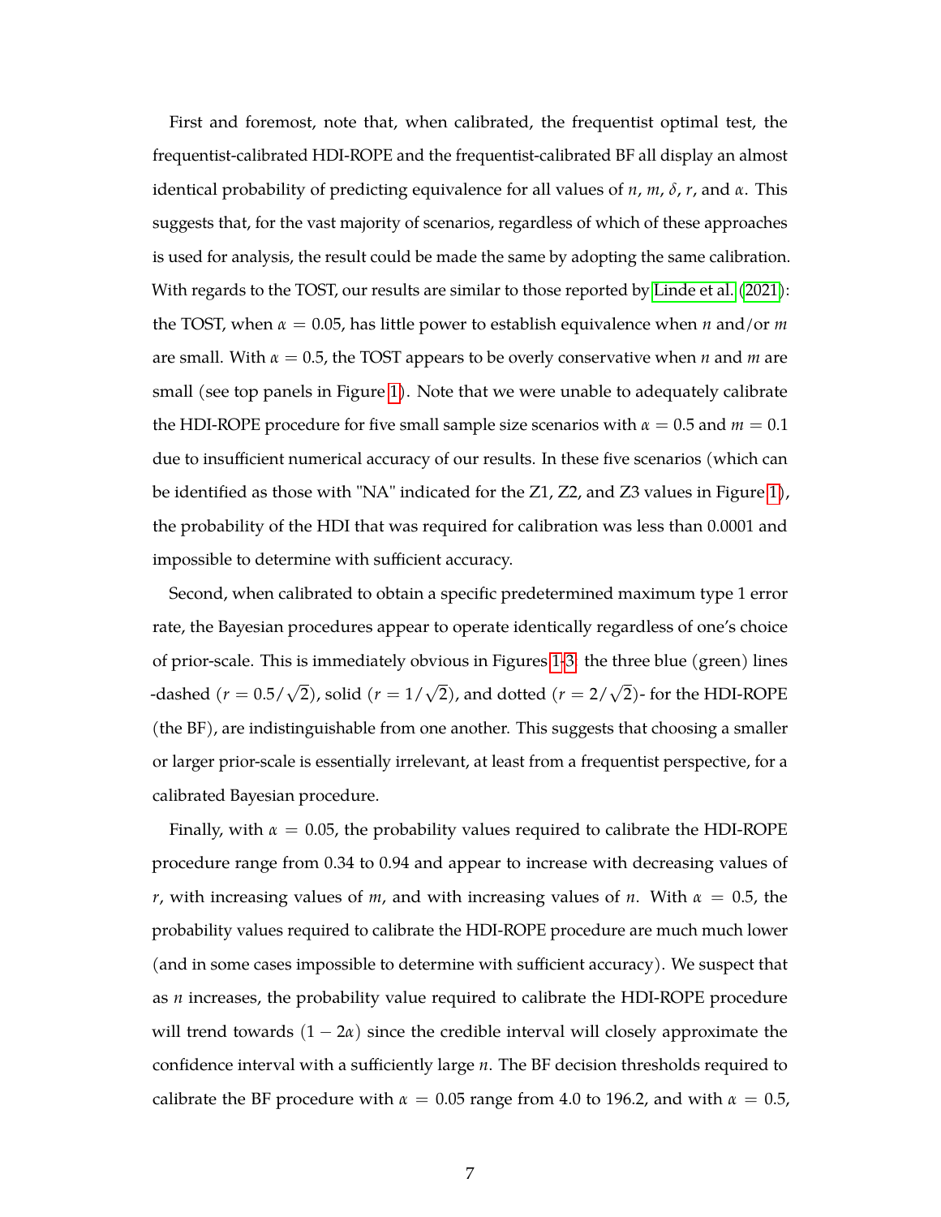First and foremost, note that, when calibrated, the frequentist optimal test, the frequentist-calibrated HDI-ROPE and the frequentist-calibrated BF all display an almost identical probability of predicting equivalence for all values of $n$, $m$, $\delta$, $r$, and $\alpha$. This suggests that, for the vast majority of scenarios, regardless of which of these approaches is used for analysis, the result could be made the same by adopting the same calibration. With regards to the TOST, our results are similar to those reported by Linde et al. (2021): the TOST, when $\alpha = 0.05$, has little power to establish equivalence when $n$ and/or $m$ are small. With $\alpha = 0.5$, the TOST appears to be overly conservative when $n$ and $m$ are small (see top panels in Figure 1). Note that we were unable to adequately calibrate the HDI-ROPE procedure for five small sample size scenarios with $\alpha = 0.5$ and $m = 0.1$ due to insufficient numerical accuracy of our results. In these five scenarios (which can be identified as those with "NA" indicated for the Z1, Z2, and Z3 values in Figure 1), the probability of the HDI that was required for calibration was less than 0.0001 and impossible to determine with sufficient accuracy.

Second, when calibrated to obtain a specific predetermined maximum type 1 error rate, the Bayesian procedures appear to operate identically regardless of one's choice of prior-scale. This is immediately obvious in Figures 1-3: the three blue (green) lines -dashed ($r = 0.5/\sqrt{2}$), solid ($r = 1/\sqrt{2}$), and dotted ($r = 2/\sqrt{2}$)- for the HDI-ROPE (the BF), are indistinguishable from one another. This suggests that choosing a smaller or larger prior-scale is essentially irrelevant, at least from a frequentist perspective, for a calibrated Bayesian procedure.

Finally, with $\alpha = 0.05$, the probability values required to calibrate the HDI-ROPE procedure range from 0.34 to 0.94 and appear to increase with decreasing values of $r$, with increasing values of $m$, and with increasing values of $n$. With $\alpha = 0.5$, the probability values required to calibrate the HDI-ROPE procedure are much much lower (and in some cases impossible to determine with sufficient accuracy). We suspect that as $n$ increases, the probability value required to calibrate the HDI-ROPE procedure will trend towards $(1 - 2\alpha)$ since the credible interval will closely approximate the confidence interval with a sufficiently large $n$. The BF decision thresholds required to calibrate the BF procedure with $\alpha = 0.05$ range from 4.0 to 196.2, and with $\alpha = 0.5$,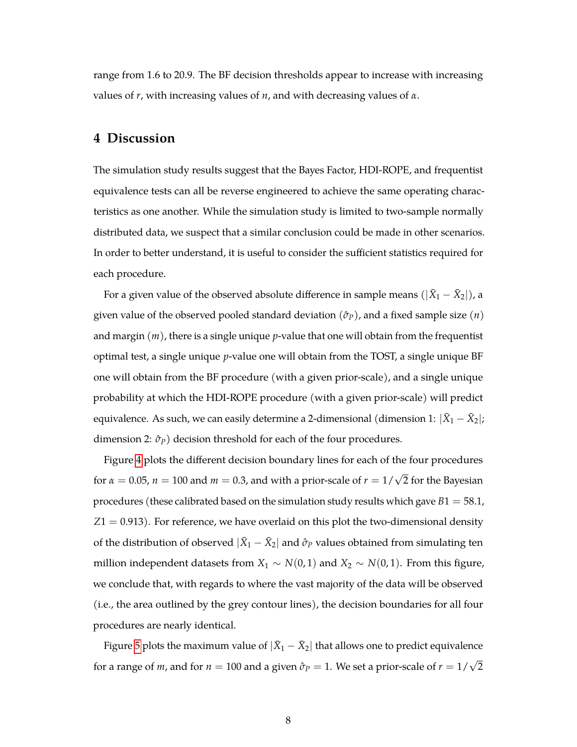range from 1.6 to 20.9. The BF decision thresholds appear to increase with increasing values of $r$, with increasing values of $n$, and with decreasing values of $\alpha$.

# 4 Discussion

The simulation study results suggest that the Bayes Factor, HDI-ROPE, and frequentist equivalence tests can all be reverse engineered to achieve the same operating characteristics as one another. While the simulation study is limited to two-sample normally distributed data, we suspect that a similar conclusion could be made in other scenarios. In order to better understand, it is useful to consider the sufficient statistics required for each procedure.

For a given value of the observed absolute difference in sample means ($|\bar{X}_1 - \bar{X}_2|$), a given value of the observed pooled standard deviation ($\hat{\sigma}_P$), and a fixed sample size ($n$) and margin ($m$), there is a single unique $p$-value that one will obtain from the frequentist optimal test, a single unique $p$-value one will obtain from the TOST, a single unique BF one will obtain from the BF procedure (with a given prior-scale), and a single unique probability at which the HDI-ROPE procedure (with a given prior-scale) will predict equivalence. As such, we can easily determine a 2-dimensional (dimension 1: $|\bar{X}_1 - \bar{X}_2|$; dimension 2: $\hat{\sigma}_P$) decision threshold for each of the four procedures.

Figure 4 plots the different decision boundary lines for each of the four procedures for $\alpha = 0.05$, $n = 100$ and $m = 0.3$, and with a prior-scale of $r = 1/\sqrt{2}$ for the Bayesian procedures (these calibrated based on the simulation study results which gave $B1 = 58.1$, $Z1 = 0.913$). For reference, we have overlaid on this plot the two-dimensional density of the distribution of observed $|\bar{X}_1 - \bar{X}_2|$ and $\hat{\sigma}_P$ values obtained from simulating ten million independent datasets from $X_1 \sim N(0, 1)$ and $X_2 \sim N(0, 1)$. From this figure, we conclude that, with regards to where the vast majority of the data will be observed (i.e., the area outlined by the grey contour lines), the decision boundaries for all four procedures are nearly identical.

Figure 5 plots the maximum value of $|\bar{X}_1 - \bar{X}_2|$ that allows one to predict equivalence for a range of $m$, and for $n = 100$ and a given $\hat{\sigma}_P = 1$. We set a prior-scale of $r = 1/\sqrt{2}$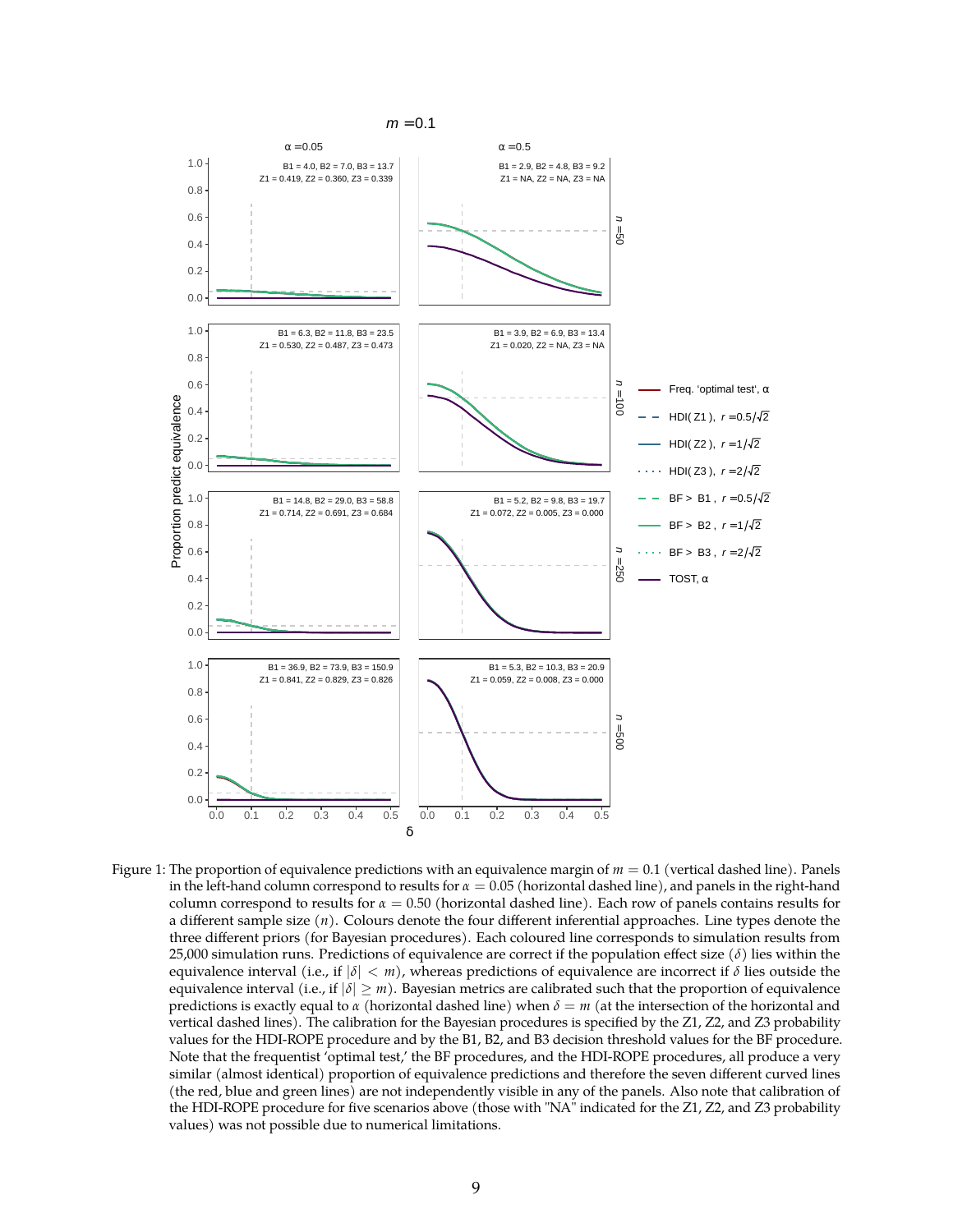Figure 1: The proportion of equivalence predictions with an equivalence margin of $m = 0.1$ (vertical dashed line). Panels in the left-hand column correspond to results for $\alpha = 0.05$ (horizontal dashed line), and panels in the right-hand column correspond to results for $\alpha = 0.50$ (horizontal dashed line). Each row of panels contains results for a different sample size ($n$). Colours denote the four different inferential approaches. Line types denote the three different priors (for Bayesian procedures). Each coloured line corresponds to simulation results from 25,000 simulation runs. Predictions of equivalence are correct if the population effect size ($\delta$) lies within the equivalence interval (i.e., if $|\delta| < m$), whereas predictions of equivalence are incorrect if $\delta$ lies outside the equivalence interval (i.e., if $|\delta| \geq m$). Bayesian metrics are calibrated such that the proportion of equivalence predictions is exactly equal to $\alpha$ (horizontal dashed line) when $\delta = m$ (at the intersection of the horizontal and vertical dashed lines). The calibration for the Bayesian procedures is specified by the Z1, Z2, and Z3 probability values for the HDI-ROPE procedure and by the B1, B2, and B3 decision threshold values for the BF procedure. Note that the frequentist 'optimal test,' the BF procedures, and the HDI-ROPE procedures, all produce a very similar (almost identical) proportion of equivalence predictions and therefore the seven different curved lines (the red, blue and green lines) are not independently visible in any of the panels. Also note that calibration of the HDI-ROPE procedure for five scenarios above (those with "NA" indicated for the Z1, Z2, and Z3 probability values) was not possible due to numerical limitations.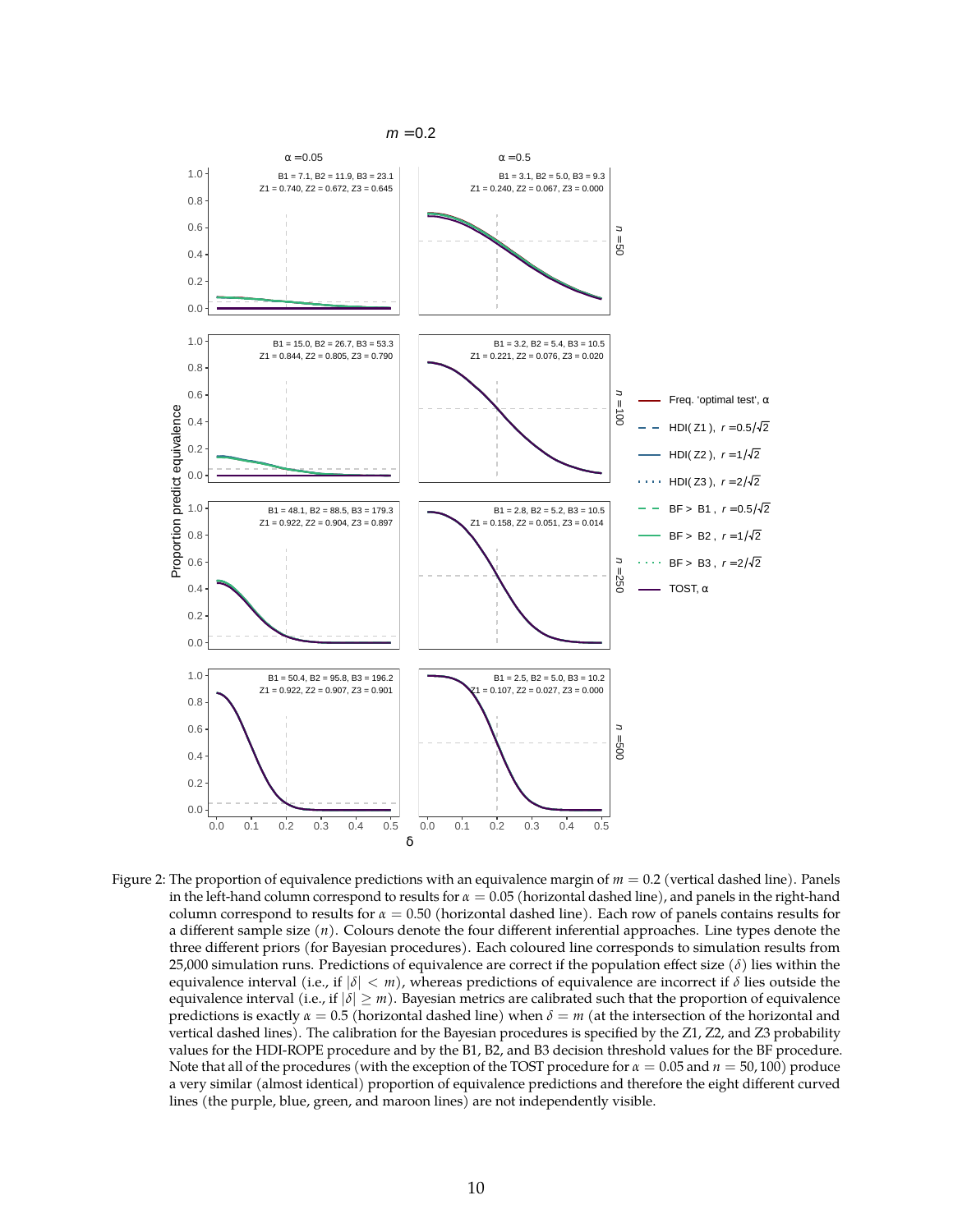Figure 2: The proportion of equivalence predictions with an equivalence margin of $m = 0.2$ (vertical dashed line). Panels in the left-hand column correspond to results for $\alpha = 0.05$ (horizontal dashed line), and panels in the right-hand column correspond to results for $\alpha = 0.50$ (horizontal dashed line). Each row of panels contains results for a different sample size ($n$). Colours denote the four different inferential approaches. Line types denote the three different priors (for Bayesian procedures). Each coloured line corresponds to simulation results from 25,000 simulation runs. Predictions of equivalence are correct if the population effect size ($\delta$) lies within the equivalence interval (i.e., if $|\delta| < m$), whereas predictions of equivalence are incorrect if $\delta$ lies outside the equivalence interval (i.e., if $|\delta| \geq m$). Bayesian metrics are calibrated such that the proportion of equivalence predictions is exactly $\alpha = 0.5$ (horizontal dashed line) when $\delta = m$ (at the intersection of the horizontal and vertical dashed lines). The calibration for the Bayesian procedures is specified by the Z1, Z2, and Z3 probability values for the HDI-ROPE procedure and by the B1, B2, and B3 decision threshold values for the BF procedure. Note that all of the procedures (with the exception of the TOST procedure for $\alpha = 0.05$ and $n = 50, 100$) produce a very similar (almost identical) proportion of equivalence predictions and therefore the eight different curved lines (the purple, blue, green, and maroon lines) are not independently visible.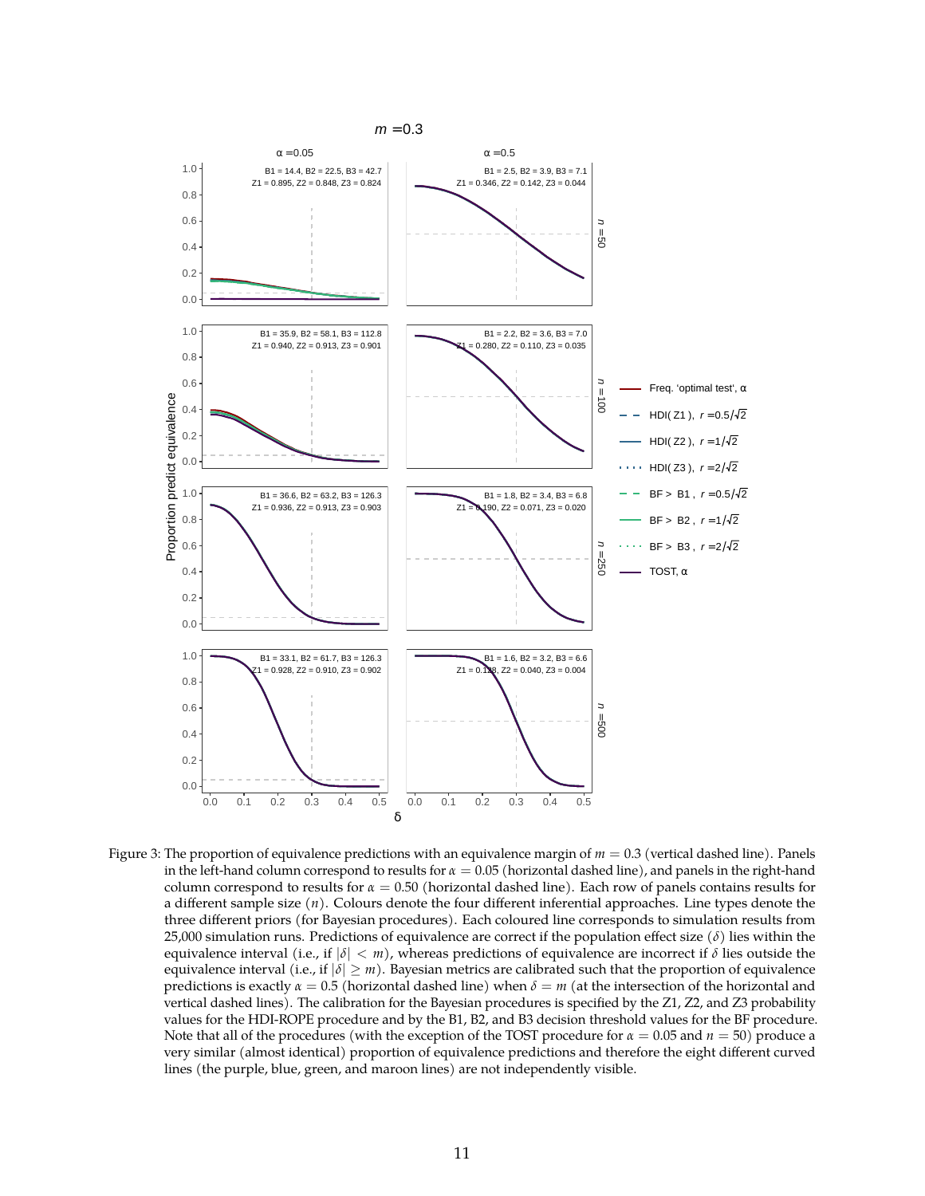Figure 3: The proportion of equivalence predictions with an equivalence margin of $m = 0.3$ (vertical dashed line). Panels in the left-hand column correspond to results for $\alpha = 0.05$ (horizontal dashed line), and panels in the right-hand column correspond to results for $\alpha = 0.50$ (horizontal dashed line). Each row of panels contains results for a different sample size ($n$). Colours denote the four different inferential approaches. Line types denote the three different priors (for Bayesian procedures). Each coloured line corresponds to simulation results from 25,000 simulation runs. Predictions of equivalence are correct if the population effect size ($\delta$) lies within the equivalence interval (i.e., if $|\delta| < m$), whereas predictions of equivalence are incorrect if $\delta$ lies outside the equivalence interval (i.e., if $|\delta| \geq m$). Bayesian metrics are calibrated such that the proportion of equivalence predictions is exactly $\alpha = 0.5$ (horizontal dashed line) when $\delta = m$ (at the intersection of the horizontal and vertical dashed lines). The calibration for the Bayesian procedures is specified by the Z1, Z2, and Z3 probability values for the HDI-ROPE procedure and by the B1, B2, and B3 decision threshold values for the BF procedure. Note that all of the procedures (with the exception of the TOST procedure for $\alpha = 0.05$ and $n = 50$) produce a very similar (almost identical) proportion of equivalence predictions and therefore the eight different curved lines (the purple, blue, green, and maroon lines) are not independently visible.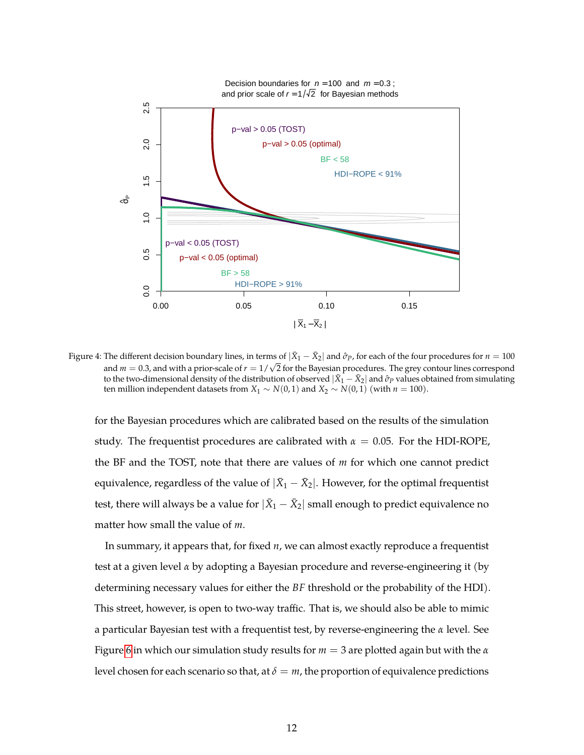Figure 4: The different decision boundary lines, in terms of $|\bar{X}_1 - \bar{X}_2|$ and $\hat{\sigma}_P$, for each of the four procedures for $n = 100$ and $m = 0.3$, and with a prior-scale of $r = 1/\sqrt{2}$ for the Bayesian procedures. The grey contour lines correspond to the two-dimensional density of the distribution of observed $|\bar{X}_1 - \bar{X}_2|$ and $\hat{\sigma}_P$ values obtained from simulating ten million independent datasets from $X_1 \sim N(0, 1)$ and $X_2 \sim N(0, 1)$ (with $n = 100$).

for the Bayesian procedures which are calibrated based on the results of the simulation study. The frequentist procedures are calibrated with $\alpha = 0.05$. For the HDI-ROPE, the BF and the TOST, note that there are values of $m$ for which one cannot predict equivalence, regardless of the value of $|\bar{X}_1 - \bar{X}_2|$. However, for the optimal frequentist test, there will always be a value for $|\bar{X}_1 - \bar{X}_2|$ small enough to predict equivalence no matter how small the value of $m$.

In summary, it appears that, for fixed $n$, we can almost exactly reproduce a frequentist test at a given level $\alpha$ by adopting a Bayesian procedure and reverse-engineering it (by determining necessary values for either the $BF$ threshold or the probability of the HDI). This street, however, is open to two-way traffic. That is, we should also be able to mimic a particular Bayesian test with a frequentist test, by reverse-engineering the $\alpha$ level. See Figure 6 in which our simulation study results for $m = 3$ are plotted again but with the $\alpha$ level chosen for each scenario so that, at $\delta = m$, the proportion of equivalence predictions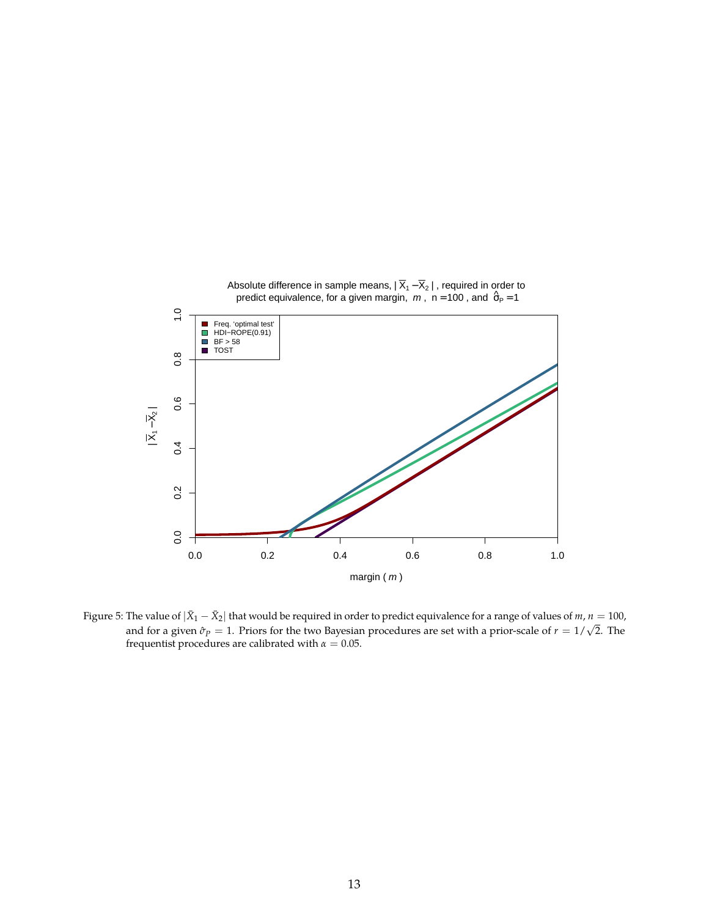Figure 5: The value of $|\bar{X}_1 - \bar{X}_2|$ that would be required in order to predict equivalence for a range of values of $m$, $n = 100$, and for a given $\hat{\sigma}_P = 1$. Priors for the two Bayesian procedures are set with a prior-scale of $r = 1/\sqrt{2}$. The frequentist procedures are calibrated with $\alpha = 0.05$.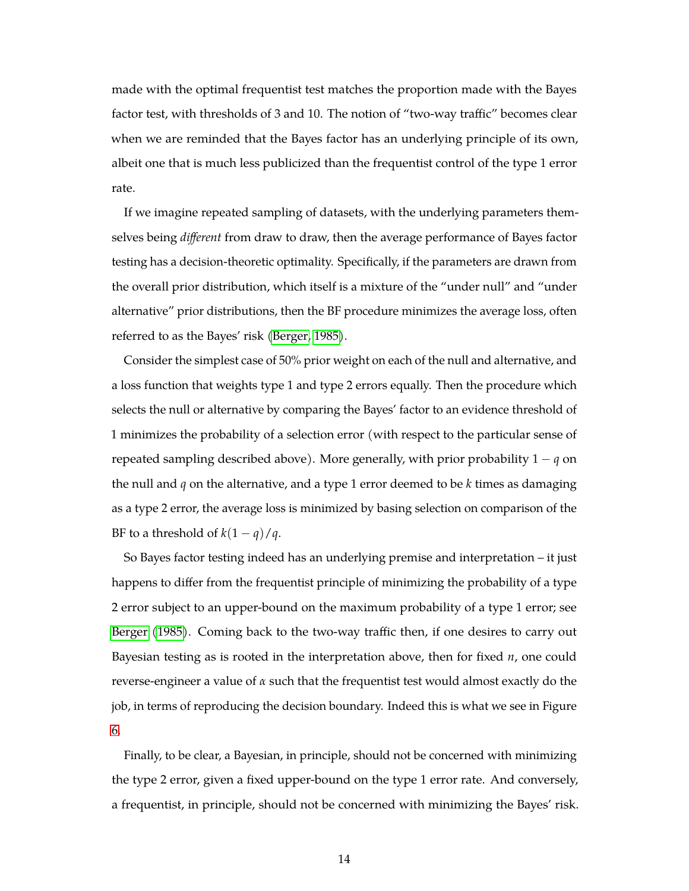made with the optimal frequentist test matches the proportion made with the Bayes factor test, with thresholds of 3 and 10. The notion of "two-way traffic" becomes clear when we are reminded that the Bayes factor has an underlying principle of its own, albeit one that is much less publicized than the frequentist control of the type 1 error rate.

If we imagine repeated sampling of datasets, with the underlying parameters themselves being *different* from draw to draw, then the average performance of Bayes factor testing has a decision-theoretic optimality. Specifically, if the parameters are drawn from the overall prior distribution, which itself is a mixture of the "under null" and "under alternative" prior distributions, then the BF procedure minimizes the average loss, often referred to as the Bayes' risk (Berger, 1985).

Consider the simplest case of 50% prior weight on each of the null and alternative, and a loss function that weights type 1 and type 2 errors equally. Then the procedure which selects the null or alternative by comparing the Bayes' factor to an evidence threshold of 1 minimizes the probability of a selection error (with respect to the particular sense of repeated sampling described above). More generally, with prior probability $1 - q$ on the null and $q$ on the alternative, and a type 1 error deemed to be $k$ times as damaging as a type 2 error, the average loss is minimized by basing selection on comparison of the BF to a threshold of $k(1 - q)/q$.

So Bayes factor testing indeed has an underlying premise and interpretation – it just happens to differ from the frequentist principle of minimizing the probability of a type 2 error subject to an upper-bound on the maximum probability of a type 1 error; see Berger (1985). Coming back to the two-way traffic then, if one desires to carry out Bayesian testing as is rooted in the interpretation above, then for fixed $n$, one could reverse-engineer a value of $\alpha$ such that the frequentist test would almost exactly do the job, in terms of reproducing the decision boundary. Indeed this is what we see in Figure 6.

Finally, to be clear, a Bayesian, in principle, should not be concerned with minimizing the type 2 error, given a fixed upper-bound on the type 1 error rate. And conversely, a frequentist, in principle, should not be concerned with minimizing the Bayes' risk.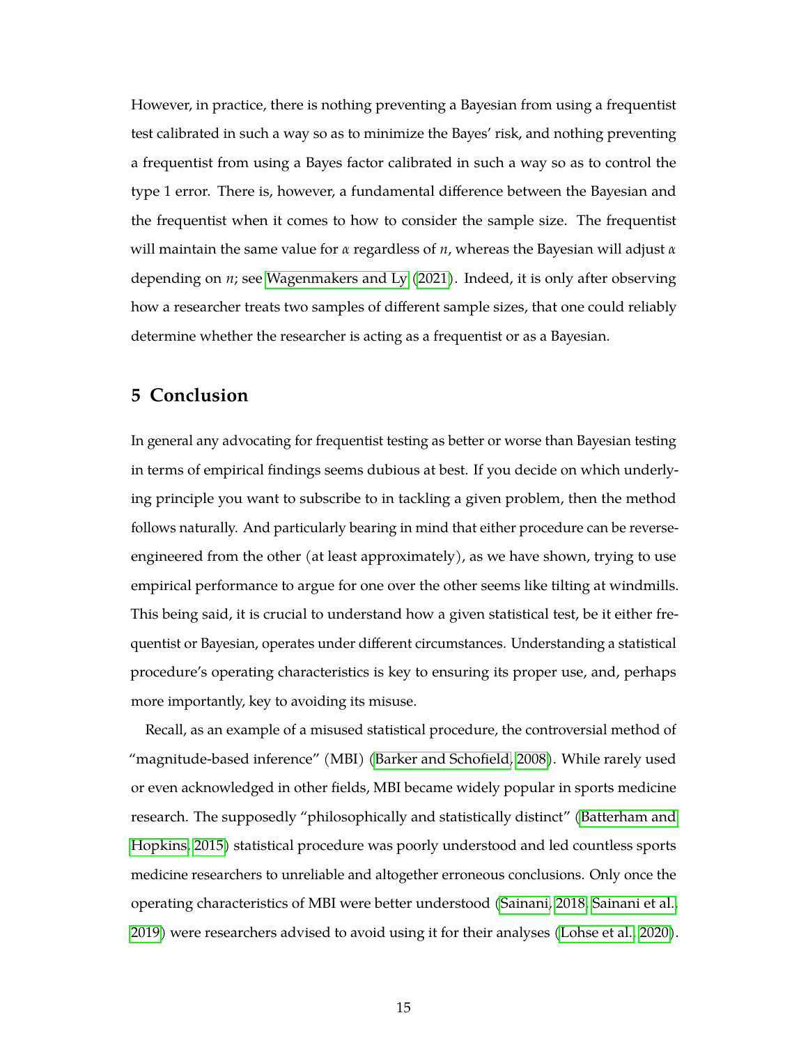However, in practice, there is nothing preventing a Bayesian from using a frequentist test calibrated in such a way so as to minimize the Bayes' risk, and nothing preventing a frequentist from using a Bayes factor calibrated in such a way so as to control the type 1 error. There is, however, a fundamental difference between the Bayesian and the frequentist when it comes to how to consider the sample size. The frequentist will maintain the same value for $\alpha$ regardless of $n$, whereas the Bayesian will adjust $\alpha$ depending on $n$; see Wagenmakers and Ly (2021). Indeed, it is only after observing how a researcher treats two samples of different sample sizes, that one could reliably determine whether the researcher is acting as a frequentist or as a Bayesian.

## 5 Conclusion

In general any advocating for frequentist testing as better or worse than Bayesian testing in terms of empirical findings seems dubious at best. If you decide on which underlying principle you want to subscribe to in tackling a given problem, then the method follows naturally. And particularly bearing in mind that either procedure can be reverse-engineered from the other (at least approximately), as we have shown, trying to use empirical performance to argue for one over the other seems like tilting at windmills. This being said, it is crucial to understand how a given statistical test, be it either frequentist or Bayesian, operates under different circumstances. Understanding a statistical procedure's operating characteristics is key to ensuring its proper use, and, perhaps more importantly, key to avoiding its misuse.

Recall, as an example of a misused statistical procedure, the controversial method of "magnitude-based inference" (MBI) (Barker and Schofield, 2008). While rarely used or even acknowledged in other fields, MBI became widely popular in sports medicine research. The supposedly "philosophically and statistically distinct" (Batterham and Hopkins, 2015) statistical procedure was poorly understood and led countless sports medicine researchers to unreliable and altogether erroneous conclusions. Only once the operating characteristics of MBI were better understood (Sainani, 2018; Sainani et al., 2019) were researchers advised to avoid using it for their analyses (Lohse et al., 2020).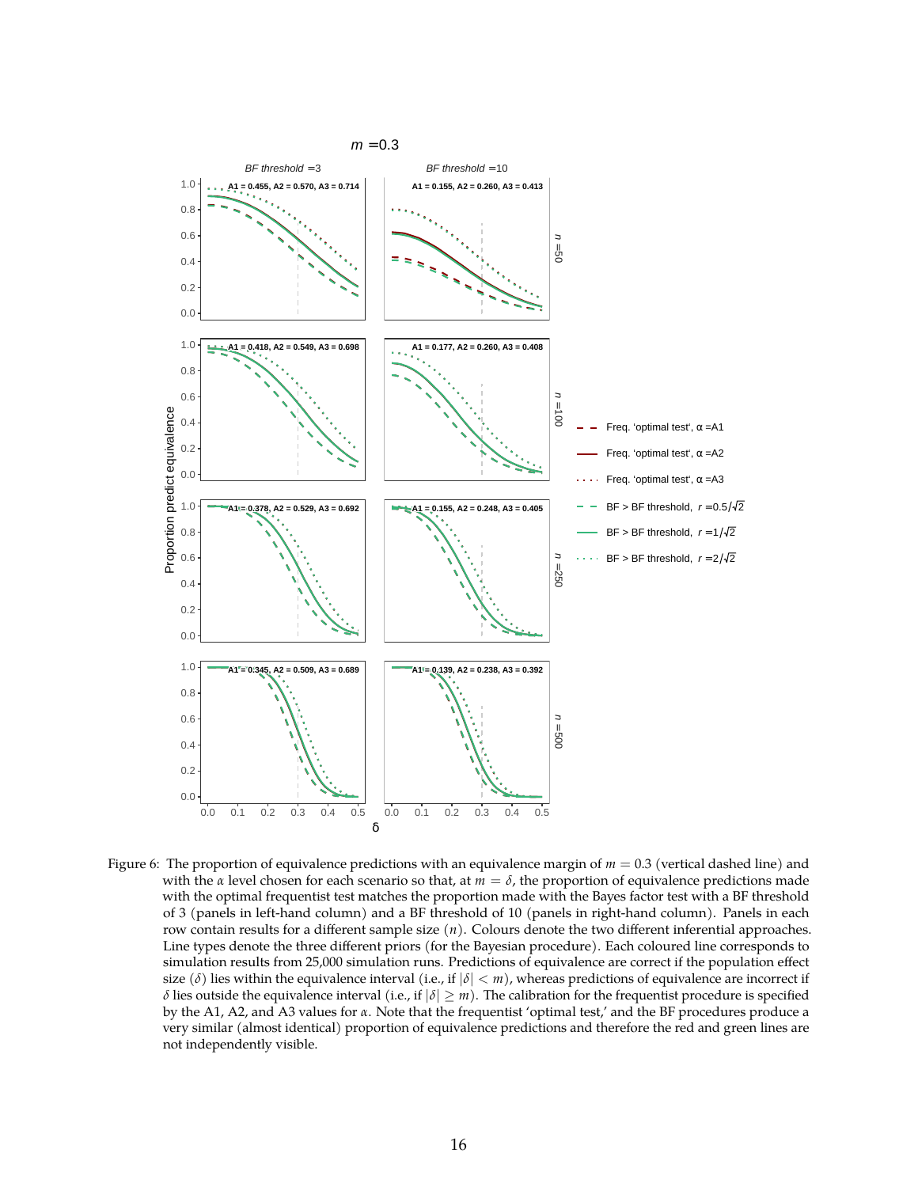Figure 6: The proportion of equivalence predictions with an equivalence margin of $m = 0.3$ (vertical dashed line) and with the $\alpha$ level chosen for each scenario so that, at $m = \delta$, the proportion of equivalence predictions made with the optimal frequentist test matches the proportion made with the Bayes factor test with a BF threshold of 3 (panels in left-hand column) and a BF threshold of 10 (panels in right-hand column). Panels in each row contain results for a different sample size ($n$). Colours denote the two different inferential approaches. Line types denote the three different priors (for the Bayesian procedure). Each coloured line corresponds to simulation results from 25,000 simulation runs. Predictions of equivalence are correct if the population effect size ($\delta$) lies within the equivalence interval (i.e., if $|\delta| < m$), whereas predictions of equivalence are incorrect if $\delta$ lies outside the equivalence interval (i.e., if $|\delta| \geq m$). The calibration for the frequentist procedure is specified by the A1, A2, and A3 values for $\alpha$. Note that the frequentist 'optimal test,' and the BF procedures produce a very similar (almost identical) proportion of equivalence predictions and therefore the red and green lines are not independently visible.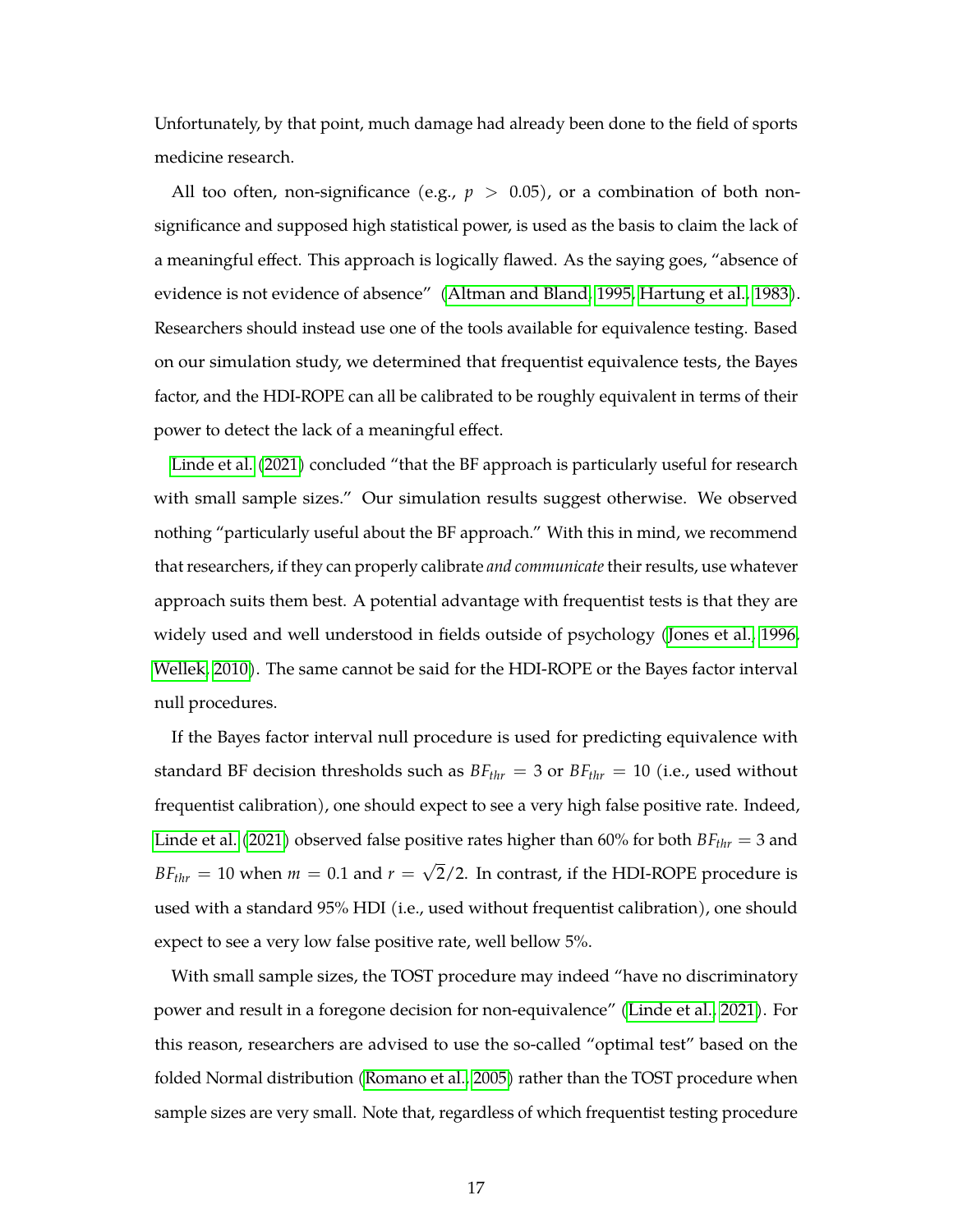Unfortunately, by that point, much damage had already been done to the field of sports medicine research.

All too often, non-significance (e.g., $p > 0.05$), or a combination of both non-significance and supposed high statistical power, is used as the basis to claim the lack of a meaningful effect. This approach is logically flawed. As the saying goes, "absence of evidence is not evidence of absence" (Altman and Bland, 1995, Hartung et al., 1983). Researchers should instead use one of the tools available for equivalence testing. Based on our simulation study, we determined that frequentist equivalence tests, the Bayes factor, and the HDI-ROPE can all be calibrated to be roughly equivalent in terms of their power to detect the lack of a meaningful effect.

Linde et al. (2021) concluded "that the BF approach is particularly useful for research with small sample sizes." Our simulation results suggest otherwise. We observed nothing "particularly useful about the BF approach." With this in mind, we recommend that researchers, if they can properly calibrate *and communicate* their results, use whatever approach suits them best. A potential advantage with frequentist tests is that they are widely used and well understood in fields outside of psychology (Jones et al., 1996, Wellek, 2010). The same cannot be said for the HDI-ROPE or the Bayes factor interval null procedures.

If the Bayes factor interval null procedure is used for predicting equivalence with standard BF decision thresholds such as $BF_{thr} = 3$ or $BF_{thr} = 10$ (i.e., used without frequentist calibration), one should expect to see a very high false positive rate. Indeed, Linde et al. (2021) observed false positive rates higher than 60% for both $BF_{thr} = 3$ and $BF_{thr} = 10$ when $m = 0.1$ and $r = \sqrt{2}/2$. In contrast, if the HDI-ROPE procedure is used with a standard 95% HDI (i.e., used without frequentist calibration), one should expect to see a very low false positive rate, well bellow 5%.

With small sample sizes, the TOST procedure may indeed "have no discriminatory power and result in a foregone decision for non-equivalence" (Linde et al., 2021). For this reason, researchers are advised to use the so-called "optimal test" based on the folded Normal distribution (Romano et al., 2005) rather than the TOST procedure when sample sizes are very small. Note that, regardless of which frequentist testing procedure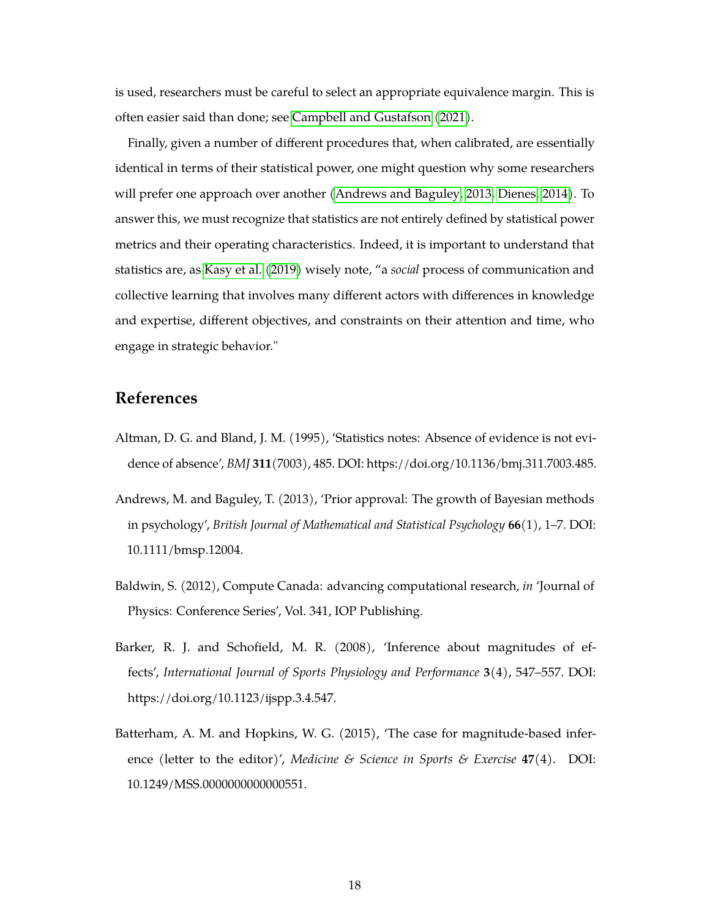is used, researchers must be careful to select an appropriate equivalence margin. This is often easier said than done; see Campbell and Gustafson (2021).

Finally, given a number of different procedures that, when calibrated, are essentially identical in terms of their statistical power, one might question why some researchers will prefer one approach over another (Andrews and Baguley, 2013, Dienes, 2014). To answer this, we must recognize that statistics are not entirely defined by statistical power metrics and their operating characteristics. Indeed, it is important to understand that statistics are, as Kasy et al. (2019) wisely note, "a *social* process of communication and collective learning that involves many different actors with differences in knowledge and expertise, different objectives, and constraints on their attention and time, who engage in strategic behavior."

## References

Altman, D. G. and Bland, J. M. (1995), 'Statistics notes: Absence of evidence is not evidence of absence', *BMJ* **311**(7003), 485. DOI: https://doi.org/10.1136/bmj.311.7003.485.

Andrews, M. and Baguley, T. (2013), 'Prior approval: The growth of Bayesian methods in psychology', *British Journal of Mathematical and Statistical Psychology* **66**(1), 1–7. DOI: 10.1111/bmsp.12004.

Baldwin, S. (2012), Compute Canada: advancing computational research, *in* 'Journal of Physics: Conference Series', Vol. 341, IOP Publishing.

Barker, R. J. and Schofield, M. R. (2008), 'Inference about magnitudes of effects', *International Journal of Sports Physiology and Performance* **3**(4), 547–557. DOI: https://doi.org/10.1123/ijspp.3.4.547.

Batterham, A. M. and Hopkins, W. G. (2015), 'The case for magnitude-based inference (letter to the editor)', *Medicine & Science in Sports & Exercise* **47**(4). DOI: 10.1249/MSS.0000000000000551.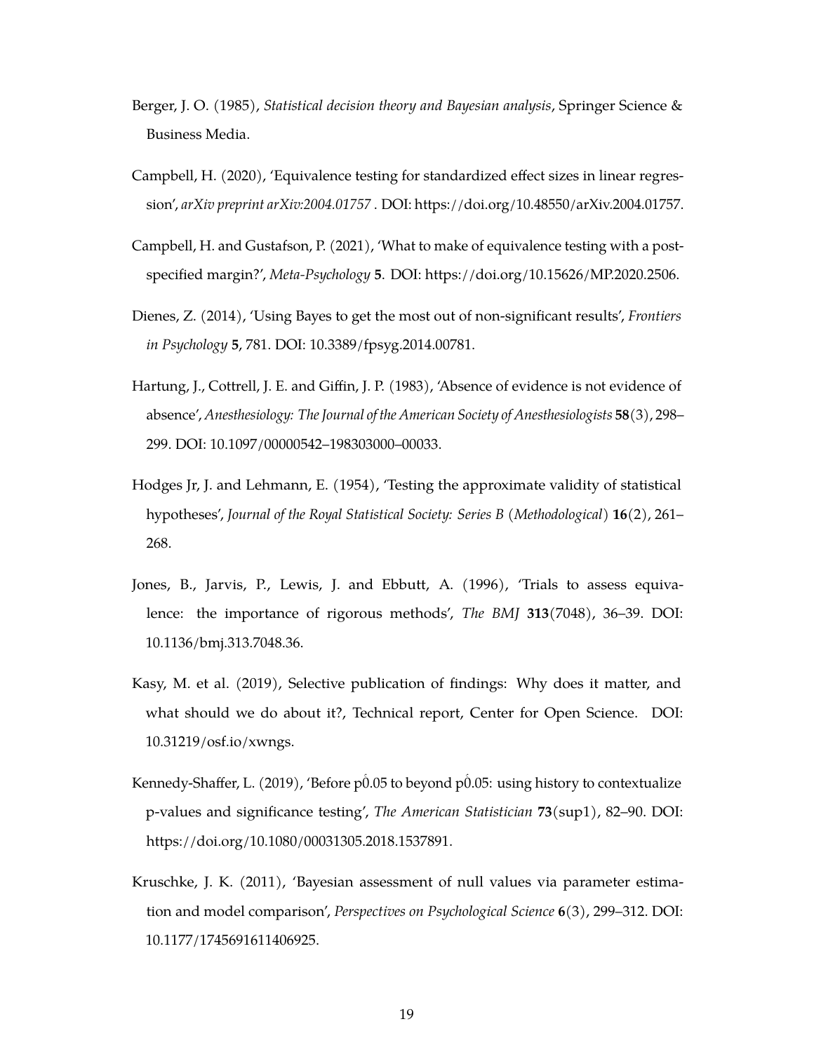Berger, J. O. (1985), *Statistical decision theory and Bayesian analysis*, Springer Science & Business Media.

Campbell, H. (2020), 'Equivalence testing for standardized effect sizes in linear regression', *arXiv preprint arXiv:2004.01757* . DOI: https://doi.org/10.48550/arXiv.2004.01757.

Campbell, H. and Gustafson, P. (2021), 'What to make of equivalence testing with a post-specified margin?', *Meta-Psychology* **5**. DOI: https://doi.org/10.15626/MP.2020.2506.

Dienes, Z. (2014), 'Using Bayes to get the most out of non-significant results', *Frontiers in Psychology* **5**, 781. DOI: 10.3389/fpsyg.2014.00781.

Hartung, J., Cottrell, J. E. and Giffin, J. P. (1983), 'Absence of evidence is not evidence of absence', *Anesthesiology: The Journal of the American Society of Anesthesiologists* **58**(3), 298–299. DOI: 10.1097/00000542–198303000–00033.

Hodges Jr, J. and Lehmann, E. (1954), 'Testing the approximate validity of statistical hypotheses', *Journal of the Royal Statistical Society: Series B (Methodological)* **16**(2), 261–268.

Jones, B., Jarvis, P., Lewis, J. and Ebbutt, A. (1996), 'Trials to assess equivalence: the importance of rigorous methods', *The BMJ* **313**(7048), 36–39. DOI: 10.1136/bmj.313.7048.36.

Kasy, M. et al. (2019), Selective publication of findings: Why does it matter, and what should we do about it?, Technical report, Center for Open Science. DOI: 10.31219/osf.io/xwngs.

Kennedy-Shaffer, L. (2019), 'Before p̊0.05 to beyond p̊0.05: using history to contextualize p-values and significance testing', *The American Statistician* **73**(sup1), 82–90. DOI: https://doi.org/10.1080/00031305.2018.1537891.

Kruschke, J. K. (2011), 'Bayesian assessment of null values via parameter estimation and model comparison', *Perspectives on Psychological Science* **6**(3), 299–312. DOI: 10.1177/1745691611406925.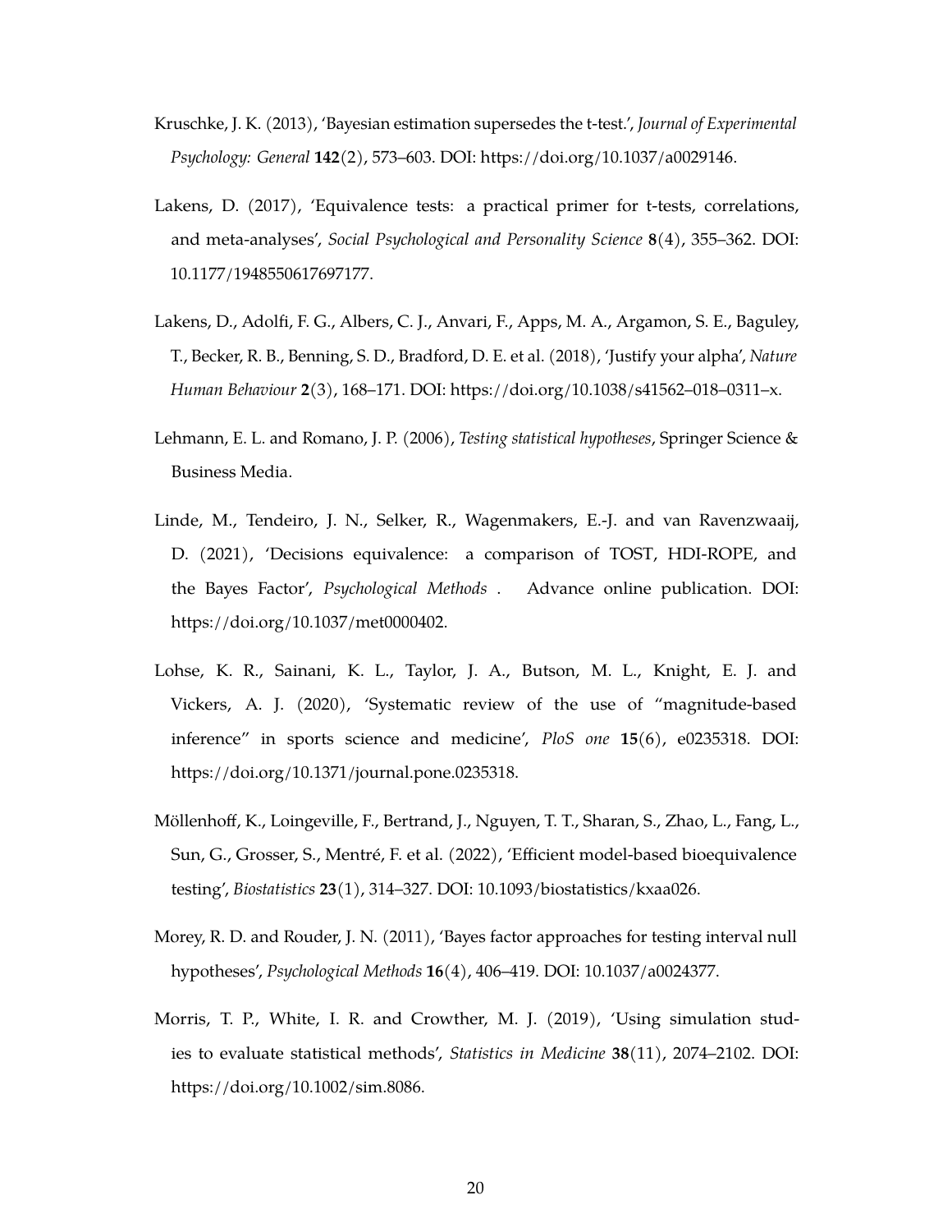Kruschke, J. K. (2013), 'Bayesian estimation supersedes the t-test.', *Journal of Experimental Psychology: General* **142**(2), 573–603. DOI: https://doi.org/10.1037/a0029146.

Lakens, D. (2017), 'Equivalence tests: a practical primer for t-tests, correlations, and meta-analyses', *Social Psychological and Personality Science* **8**(4), 355–362. DOI: 10.1177/1948550617697177.

Lakens, D., Adolfi, F. G., Albers, C. J., Anvari, F., Apps, M. A., Argamon, S. E., Baguley, T., Becker, R. B., Benning, S. D., Bradford, D. E. et al. (2018), 'Justify your alpha', *Nature Human Behaviour* **2**(3), 168–171. DOI: https://doi.org/10.1038/s41562–018–0311–x.

Lehmann, E. L. and Romano, J. P. (2006), *Testing statistical hypotheses*, Springer Science & Business Media.

Linde, M., Tendeiro, J. N., Selker, R., Wagenmakers, E.-J. and van Ravenzwaaij, D. (2021), 'Decisions equivalence: a comparison of TOST, HDI-ROPE, and the Bayes Factor', *Psychological Methods* . Advance online publication. DOI: https://doi.org/10.1037/met0000402.

Lohse, K. R., Sainani, K. L., Taylor, J. A., Butson, M. L., Knight, E. J. and Vickers, A. J. (2020), 'Systematic review of the use of "magnitude-based inference" in sports science and medicine', *PloS one* **15**(6), e0235318. DOI: https://doi.org/10.1371/journal.pone.0235318.

Möllenhoff, K., Loingeville, F., Bertrand, J., Nguyen, T. T., Sharan, S., Zhao, L., Fang, L., Sun, G., Grosser, S., Mentré, F. et al. (2022), 'Efficient model-based bioequivalence testing', *Biostatistics* **23**(1), 314–327. DOI: 10.1093/biostatistics/kxaa026.

Morey, R. D. and Rouder, J. N. (2011), 'Bayes factor approaches for testing interval null hypotheses', *Psychological Methods* **16**(4), 406–419. DOI: 10.1037/a0024377.

Morris, T. P., White, I. R. and Crowther, M. J. (2019), 'Using simulation studies to evaluate statistical methods', *Statistics in Medicine* **38**(11), 2074–2102. DOI: https://doi.org/10.1002/sim.8086.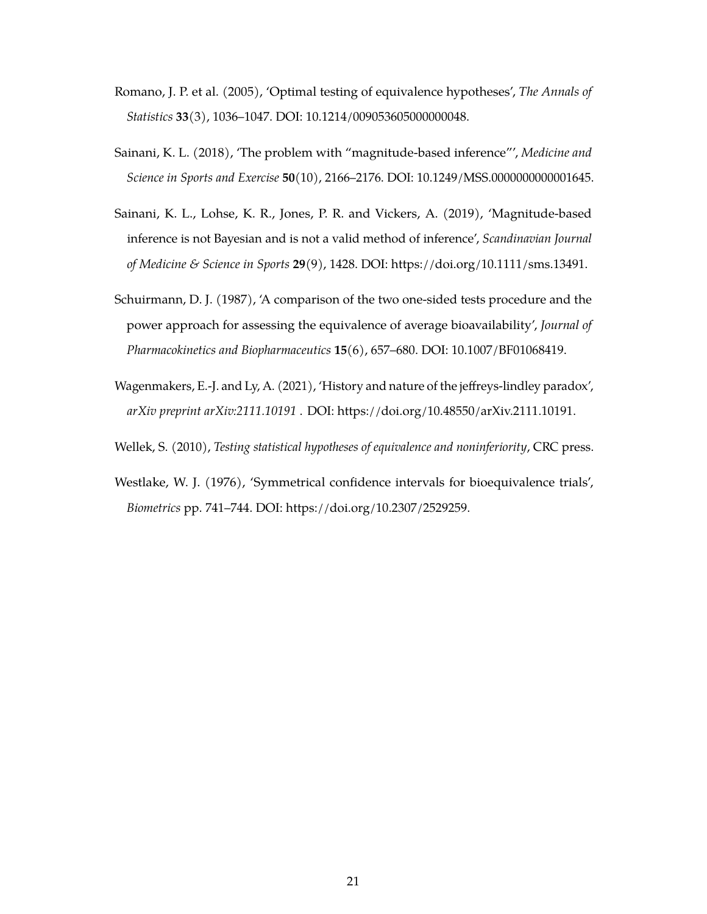Romano, J. P. et al. (2005), 'Optimal testing of equivalence hypotheses', *The Annals of Statistics* **33**(3), 1036–1047. DOI: 10.1214/009053605000000048.

Sainani, K. L. (2018), 'The problem with "magnitude-based inference"', *Medicine and Science in Sports and Exercise* **50**(10), 2166–2176. DOI: 10.1249/MSS.0000000000001645.

Sainani, K. L., Lohse, K. R., Jones, P. R. and Vickers, A. (2019), 'Magnitude-based inference is not Bayesian and is not a valid method of inference', *Scandinavian Journal of Medicine & Science in Sports* **29**(9), 1428. DOI: https://doi.org/10.1111/sms.13491.

Schuirmann, D. J. (1987), 'A comparison of the two one-sided tests procedure and the power approach for assessing the equivalence of average bioavailability', *Journal of Pharmacokinetics and Biopharmaceutics* **15**(6), 657–680. DOI: 10.1007/BF01068419.

Wagenmakers, E.-J. and Ly, A. (2021), 'History and nature of the jeffreys-lindley paradox', *arXiv preprint arXiv:2111.10191* . DOI: https://doi.org/10.48550/arXiv.2111.10191.

Wellek, S. (2010), *Testing statistical hypotheses of equivalence and noninferiority*, CRC press.

Westlake, W. J. (1976), 'Symmetrical confidence intervals for bioequivalence trials', *Biometrics* pp. 741–744. DOI: https://doi.org/10.2307/2529259.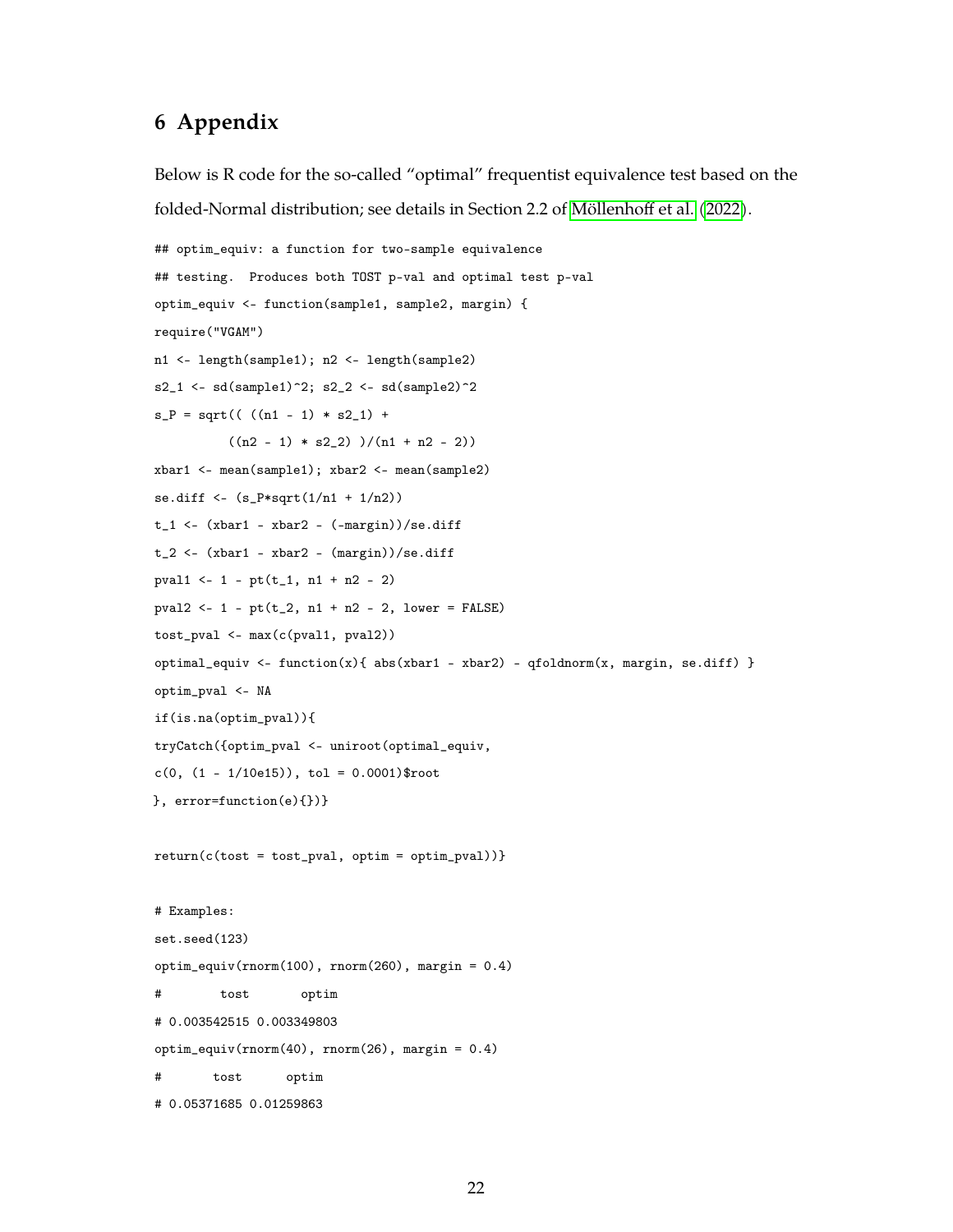# 6 Appendix

Below is R code for the so-called "optimal" frequentist equivalence test based on the folded-Normal distribution; see details in Section 2.2 of Möllenhoff et al. (2022).

```
## optim_equiv: a function for two-sample equivalence
## testing.  Produces both TOST p-val and optimal test p-val
optim_equiv <- function(sample1, sample2, margin) {
require("VGAM")
n1 <- length(sample1); n2 <- length(sample2)
s2_1 <- sd(sample1)^2; s2_2 <- sd(sample2)^2
s_P = sqrt(( ((n1 - 1) * s2_1) +
          ((n2 - 1) * s2_2) )/(n1 + n2 - 2))
xbar1 <- mean(sample1); xbar2 <- mean(sample2)
se.diff <- (s_P*sqrt(1/n1 + 1/n2))
t_1 <- (xbar1 - xbar2 - (-margin))/se.diff
t_2 <- (xbar1 - xbar2 - (margin))/se.diff
pval1 <- 1 - pt(t_1, n1 + n2 - 2)
pval2 <- 1 - pt(t_2, n1 + n2 - 2, lower = FALSE)
tost_pval <- max(c(pval1, pval2))
optimal_equiv <- function(x){ abs(xbar1 - xbar2) - qfoldnorm(x, margin, se.diff) }
optim_pval <- NA
if(is.na(optim_pval)){
tryCatch({optim_pval <- uniroot(optimal_equiv,
c(0, (1 - 1/10e15)), tol = 0.0001)$root
}, error=function(e){})}

return(c(tost = tost_pval, optim = optim_pval))}


# Examples:
set.seed(123)
optim_equiv(rnorm(100), rnorm(260), margin = 0.4)
#         tost       optim
# 0.003542515 0.003349803
optim_equiv(rnorm(40), rnorm(26), margin = 0.4)
#        tost      optim
# 0.05371685 0.01259863
```